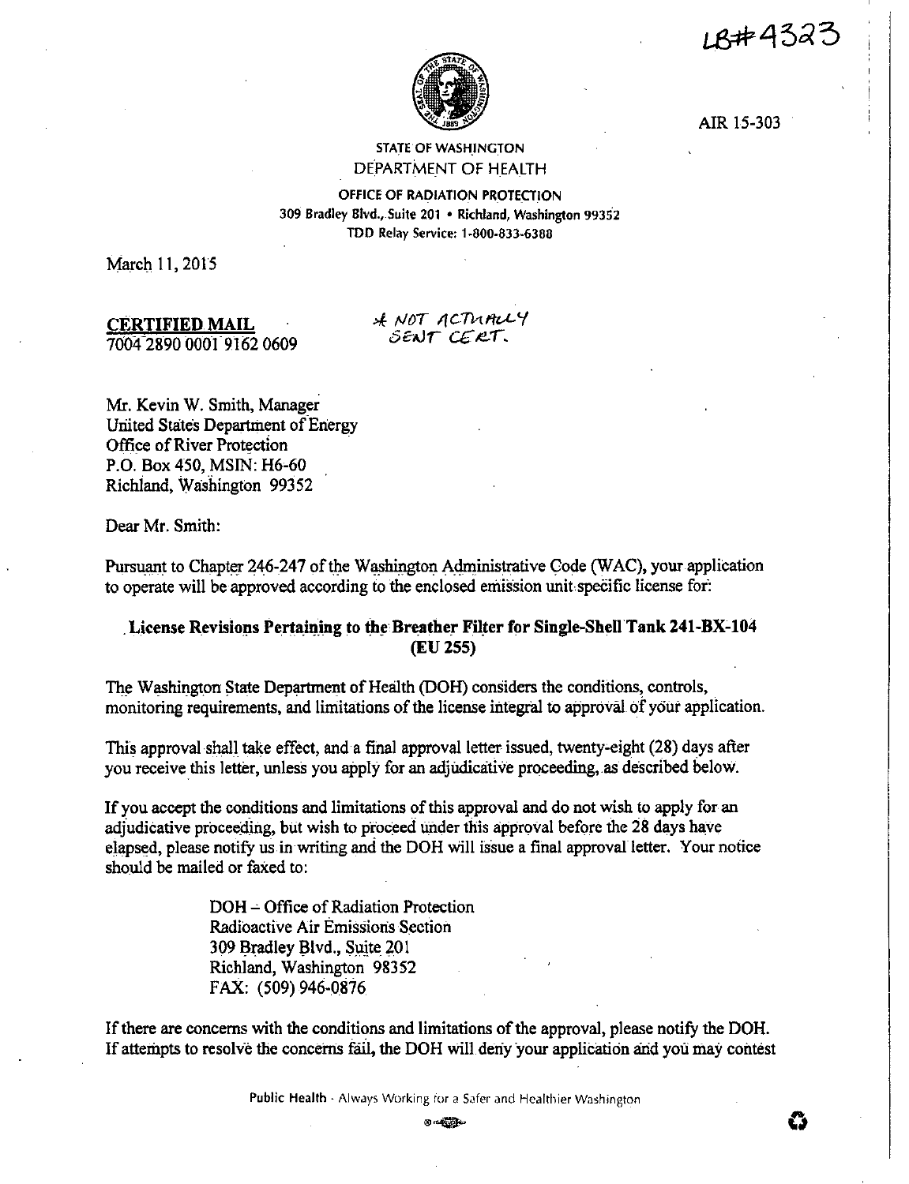LB#4323

AIR 15-303

STATE OF WASHINGTON
DEPARTMENT OF HEALTH

OFFICE OF RADIATION PROTECTION
309 Bradley Blvd., Suite 201 • Richland, Washington 99352
TDD Relay Service: 1-800-833-6388

March 11, 2015

**CERTIFIED MAIL**
7004 2890 0001 9162 0609

* NOT ACTUALLY SENT CERT.

Mr. Kevin W. Smith, Manager
United States Department of Energy
Office of River Protection
P.O. Box 450, MSIN: H6-60
Richland, Washington 99352

Dear Mr. Smith:

Pursuant to Chapter 246-247 of the Washington Administrative Code (WAC), your application to operate will be approved according to the enclosed emission unit specific license for:

**License Revisions Pertaining to the Breather Filter for Single-Shell Tank 241-BX-104 (EU 255)**

The Washington State Department of Health (DOH) considers the conditions, controls, monitoring requirements, and limitations of the license integral to approval of your application.

This approval shall take effect, and a final approval letter issued, twenty-eight (28) days after you receive this letter, unless you apply for an adjudicative proceeding, as described below.

If you accept the conditions and limitations of this approval and do not wish to apply for an adjudicative proceeding, but wish to proceed under this approval before the 28 days have elapsed, please notify us in writing and the DOH will issue a final approval letter. Your notice should be mailed or faxed to:

DOH – Office of Radiation Protection
Radioactive Air Emissions Section
309 Bradley Blvd., Suite 201
Richland, Washington 98352
FAX: (509) 946-0876

If there are concerns with the conditions and limitations of the approval, please notify the DOH. If attempts to resolve the concerns fail, the DOH will deny your application and you may contest

Public Health - Always Working for a Safer and Healthier Washington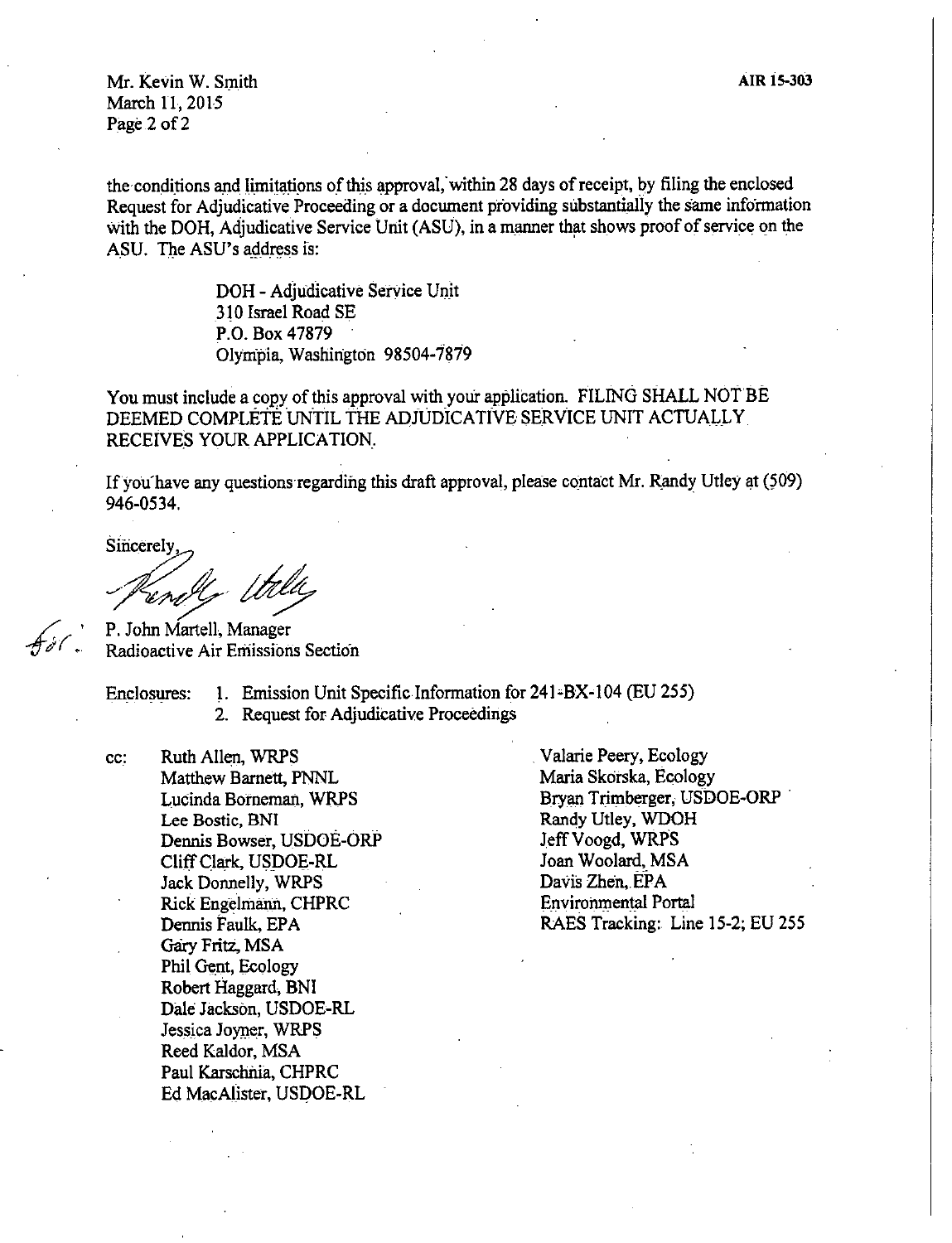Mr. Kevin W. Smith
March 11, 2015

**AIR 15-303**

the conditions and limitations of this approval, within 28 days of receipt, by filing the enclosed Request for Adjudicative Proceeding or a document providing substantially the same information with the DOH, Adjudicative Service Unit (ASU), in a manner that shows proof of service on the ASU. The ASU's address is:

> DOH - Adjudicative Service Unit
> 310 Israel Road SE
> P.O. Box 47879
> Olympia, Washington 98504-7879

You must include a copy of this approval with your application. FILING SHALL NOT BE DEEMED COMPLETE UNTIL THE ADJUDICATIVE SERVICE UNIT ACTUALLY RECEIVES YOUR APPLICATION.

If you have any questions regarding this draft approval, please contact Mr. Randy Utley at (509) 946-0534.

Sincerely,

*Randy Utley*

for P. John Martell, Manager
Radioactive Air Emissions Section

Enclosures:
1. Emission Unit Specific Information for 241-BX-104 (EU 255)
2. Request for Adjudicative Proceedings

cc:
Ruth Allen, WRPS
Matthew Barnett, PNNL
Lucinda Borneman, WRPS
Lee Bostic, BNI
Dennis Bowser, USDOE-ORP
Cliff Clark, USDOE-RL
Jack Donnelly, WRPS
Rick Engelmann, CHPRC
Dennis Faulk, EPA
Gary Fritz, MSA
Phil Gent, Ecology
Robert Haggard, BNI
Dale Jackson, USDOE-RL
Jessica Joyner, WRPS
Reed Kaldor, MSA
Paul Karschnia, CHPRC
Ed MacAlister, USDOE-RL
Valarie Peery, Ecology
Maria Skorska, Ecology
Bryan Trimberger, USDOE-ORP
Randy Utley, WDOH
Jeff Voogd, WRPS
Joan Woolard, MSA
Davis Zhen, EPA
Environmental Portal
RAES Tracking: Line 15-2; EU 255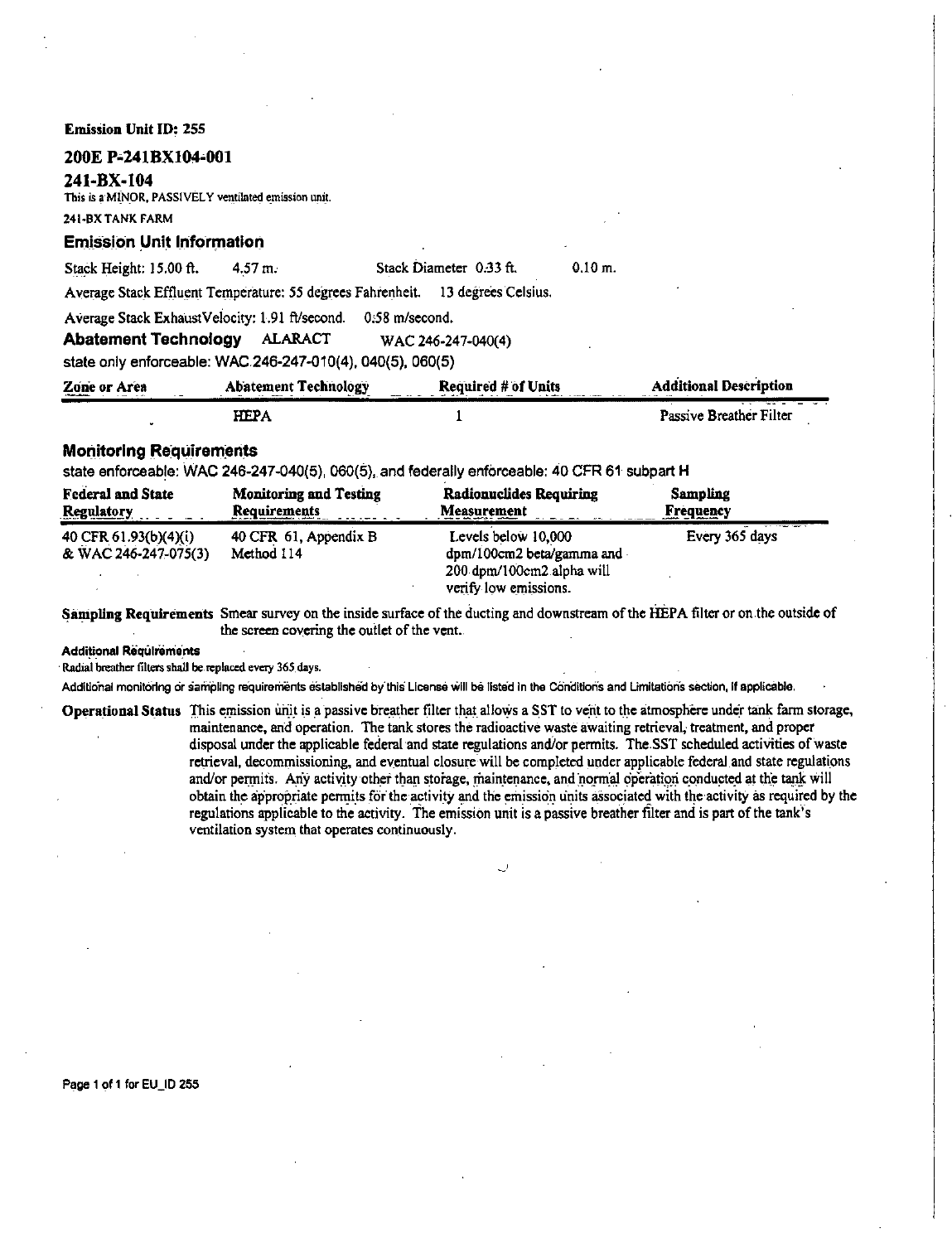**Emission Unit ID: 255**

## 200E P-241BX104-001

## 241-BX-104

This is a MINOR, PASSIVELY ventilated emission unit.

241-BX TANK FARM

### Emission Unit Information

Stack Height: 15.00 ft. 4.57 m. Stack Diameter 0.33 ft. 0.10 m.

Average Stack Effluent Temperature: 55 degrees Fahrenheit. 13 degrees Celsius.

Average Stack ExhaustVelocity: 1.91 ft/second. 0.58 m/second.

### Abatement Technology ALARACT WAC 246-247-040(4)

state only enforceable: WAC 246-247-010(4), 040(5), 060(5)

| Zone or Area | Abatement Technology | Required # of Units | Additional Description |
|---|---|---|---|
| | HEPA | 1 | Passive Breather Filter |

### Monitoring Requirements

state enforceable: WAC 246-247-040(5), 060(5), and federally enforceable: 40 CFR 61 subpart H

| Federal and State Regulatory | Monitoring and Testing Requirements | Radionuclides Requiring Measurement | Sampling Frequency |
|---|---|---|---|
| 40 CFR 61.93(b)(4)(i) & WAC 246-247-075(3) | 40 CFR 61, Appendix B Method 114 | Levels below 10,000 dpm/100cm2 beta/gamma and 200 dpm/100cm2 alpha will verify low emissions. | Every 365 days |

**Sampling Requirements** Smear survey on the inside surface of the ducting and downstream of the HEPA filter or on the outside of the screen covering the outlet of the vent.

**Additional Requirements**

Radial breather filters shall be replaced every 365 days.

Additional monitoring or sampling requirements established by this License will be listed in the Conditions and Limitations section, if applicable.

**Operational Status** This emission unit is a passive breather filter that allows a SST to vent to the atmosphere under tank farm storage, maintenance, and operation. The tank stores the radioactive waste awaiting retrieval, treatment, and proper disposal under the applicable federal and state regulations and/or permits. The SST scheduled activities of waste retrieval, decommissioning, and eventual closure will be completed under applicable federal and state regulations and/or permits. Any activity other than storage, maintenance, and normal operation conducted at the tank will obtain the appropriate permits for the activity and the emission units associated with the activity as required by the regulations applicable to the activity. The emission unit is a passive breather filter and is part of the tank's ventilation system that operates continuously.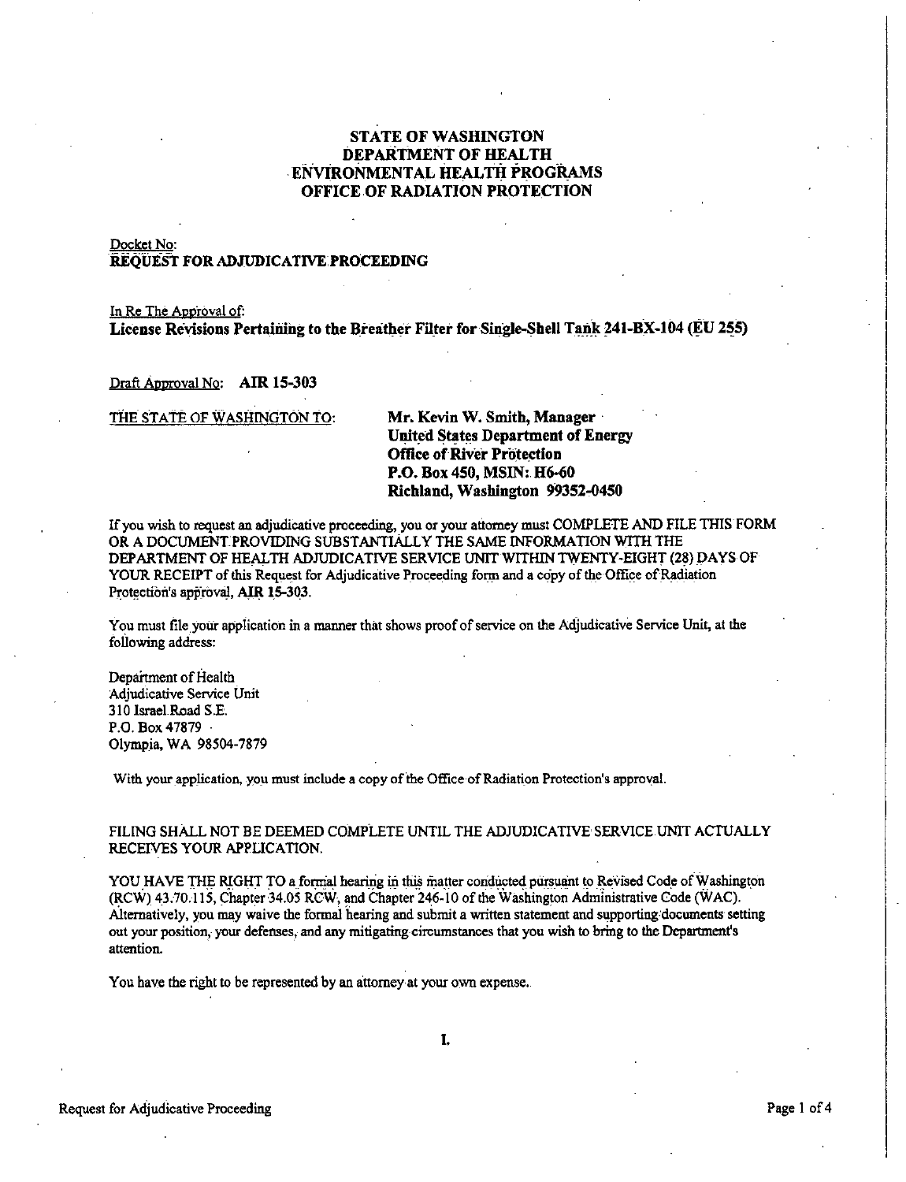# STATE OF WASHINGTON
# DEPARTMENT OF HEALTH
# ENVIRONMENTAL HEALTH PROGRAMS
# OFFICE OF RADIATION PROTECTION

Docket No:
**REQUEST FOR ADJUDICATIVE PROCEEDING**

In Re The Approval of:
**License Revisions Pertaining to the Breather Filter for Single-Shell Tank 241-BX-104 (EU 255)**

Draft Approval No: **AIR 15-303**

THE STATE OF WASHINGTON TO:

**Mr. Kevin W. Smith, Manager**
**United States Department of Energy**
**Office of River Protection**
**P.O. Box 450, MSIN: H6-60**
**Richland, Washington 99352-0450**

If you wish to request an adjudicative proceeding, you or your attorney must COMPLETE AND FILE THIS FORM OR A DOCUMENT PROVIDING SUBSTANTIALLY THE SAME INFORMATION WITH THE DEPARTMENT OF HEALTH ADJUDICATIVE SERVICE UNIT WITHIN TWENTY-EIGHT (28) DAYS OF YOUR RECEIPT of this Request for Adjudicative Proceeding form and a copy of the Office of Radiation Protection's approval, **AIR 15-303**.

You must file your application in a manner that shows proof of service on the Adjudicative Service Unit, at the following address:

Department of Health
Adjudicative Service Unit
310 Israel Road S.E.
P.O. Box 47879
Olympia, WA 98504-7879

With your application, you must include a copy of the Office of Radiation Protection's approval.

FILING SHALL NOT BE DEEMED COMPLETE UNTIL THE ADJUDICATIVE SERVICE UNIT ACTUALLY RECEIVES YOUR APPLICATION.

YOU HAVE THE RIGHT TO a formal hearing in this matter conducted pursuant to Revised Code of Washington (RCW) 43.70.115, Chapter 34.05 RCW, and Chapter 246-10 of the Washington Administrative Code (WAC). Alternatively, you may waive the formal hearing and submit a written statement and supporting documents setting out your position, your defenses, and any mitigating circumstances that you wish to bring to the Department's attention.

You have the right to be represented by an attorney at your own expense.

I.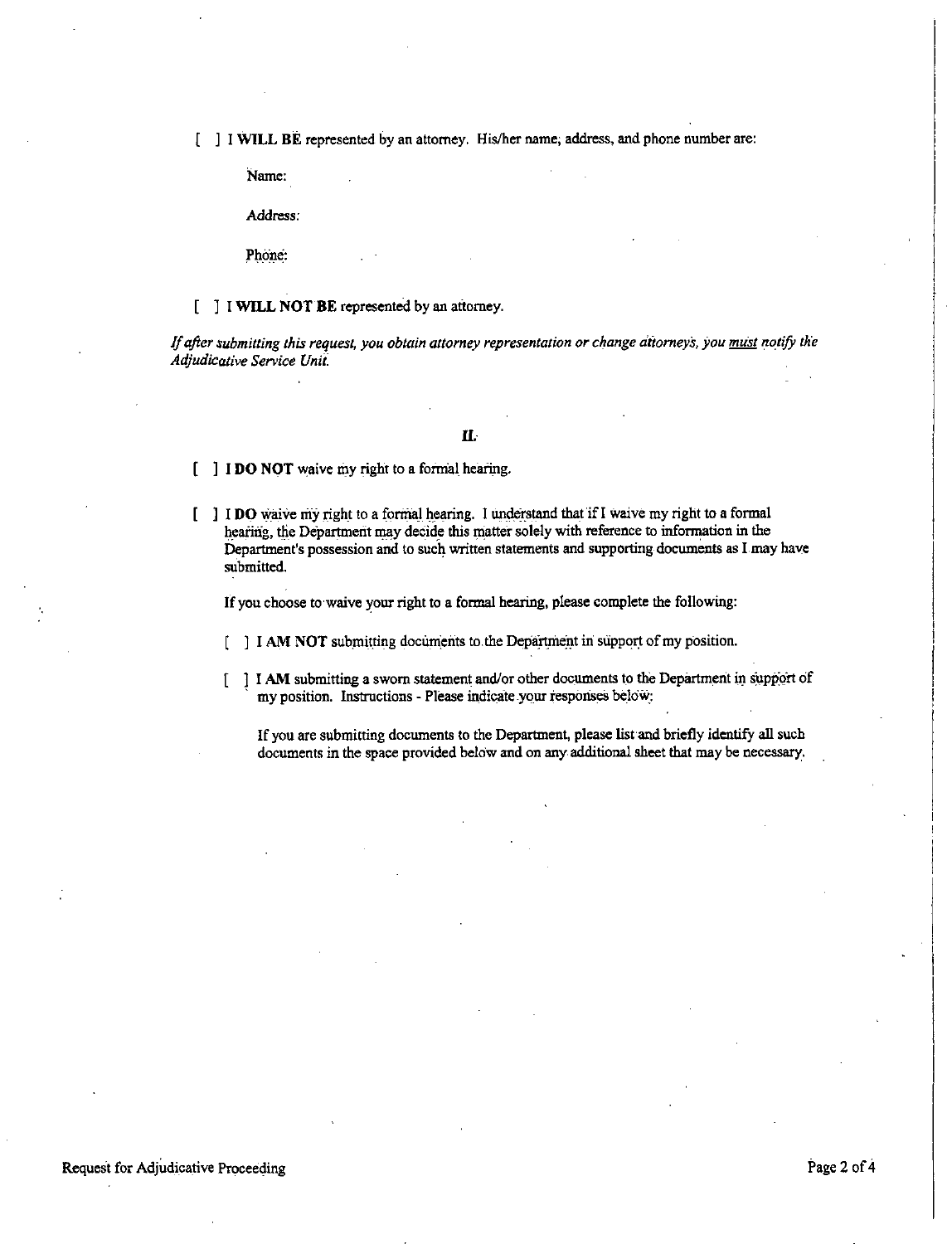[ ] I **WILL BE** represented by an attorney. His/her name, address, and phone number are:

Name:

Address:

Phone:

[ ] I **WILL NOT BE** represented by an attorney.

*If after submitting this request, you obtain attorney representation or change attorneys, you must notify the Adjudicative Service Unit.*

## II.

[ ] **I DO NOT** waive my right to a formal hearing.

[ ] I **DO** waive my right to a formal hearing. I understand that if I waive my right to a formal hearing, the Department may decide this matter solely with reference to information in the Department's possession and to such written statements and supporting documents as I may have submitted.

If you choose to waive your right to a formal hearing, please complete the following:

[ ] **I AM NOT** submitting documents to the Department in support of my position.

[ ] I **AM** submitting a sworn statement and/or other documents to the Department in support of my position. Instructions - Please indicate your responses below:

If you are submitting documents to the Department, please list and briefly identify all such documents in the space provided below and on any additional sheet that may be necessary.

Request for Adjudicative Proceeding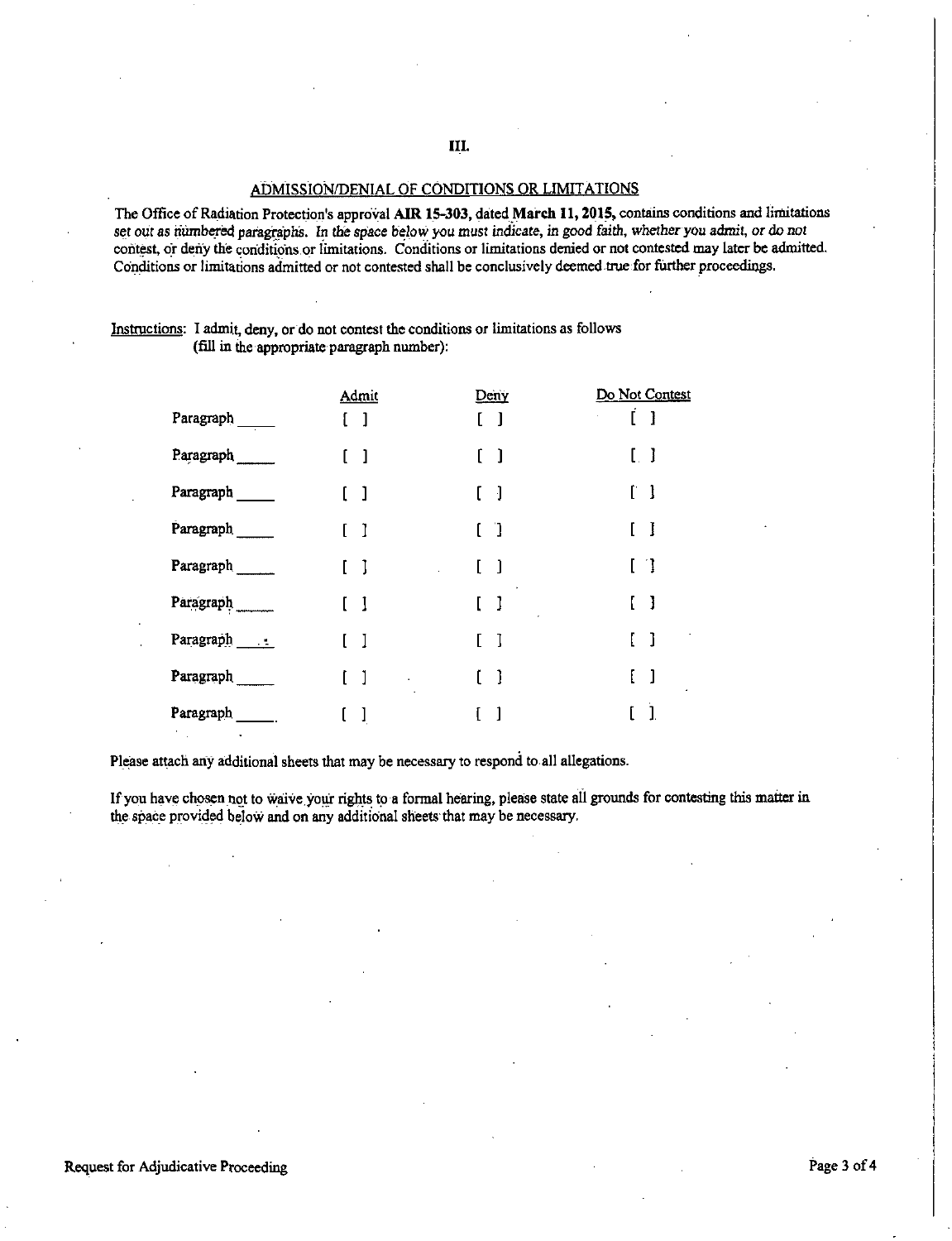## III.

### ADMISSION/DENIAL OF CONDITIONS OR LIMITATIONS

The Office of Radiation Protection's approval **AIR 15-303**, dated **March 11, 2015**, contains conditions and limitations set out as numbered paragraphs. *In the space below you must indicate, in good faith, whether you admit, or do not contest, or deny the conditions or limitations.* Conditions or limitations denied or not contested may later be admitted. Conditions or limitations admitted or not contested shall be conclusively deemed true for further proceedings.

Instructions: I admit, deny, or do not contest the conditions or limitations as follows (fill in the appropriate paragraph number):

| | Admit | Deny | Do Not Contest |
|---|---|---|---|
| Paragraph _____ | [ ] | [ ] | [ ] |
| Paragraph _____ | [ ] | [ ] | [ ] |
| Paragraph _____ | [ ] | [ ] | [ ] |
| Paragraph _____ | [ ] | [ ] | [ ] |
| Paragraph _____ | [ ] | [ ] | [ ] |
| Paragraph _____ | [ ] | [ ] | [ ] |
| Paragraph _____ | [ ] | [ ] | [ ] |
| Paragraph _____ | [ ] | [ ] | [ ] |
| Paragraph _____ | [ ] | [ ] | [ ] |

Please attach any additional sheets that may be necessary to respond to all allegations.

If you have chosen not to waive your rights to a formal hearing, please state all grounds for contesting this matter in the space provided below and on any additional sheets that may be necessary.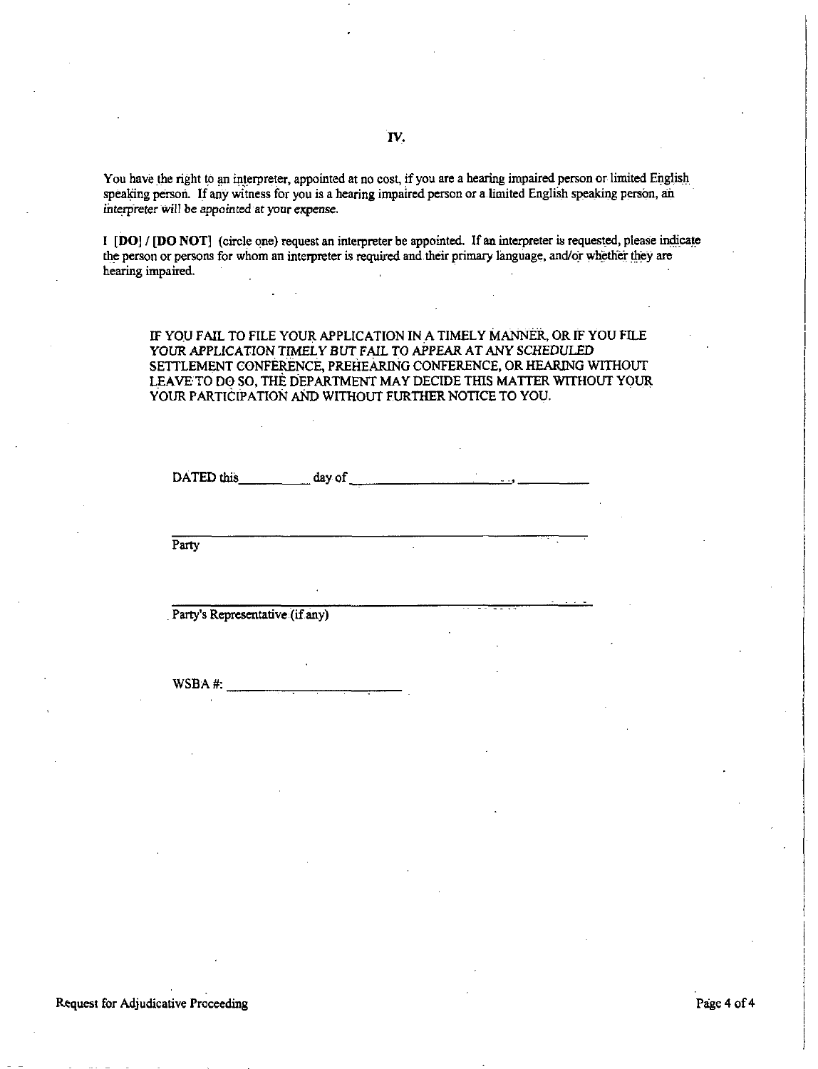## IV.

You have the right to an interpreter, appointed at no cost, if you are a hearing impaired person or limited English speaking person. If any witness for you is a hearing impaired person or a limited English speaking person, an interpreter will be appointed at your expense.

I **[DO]** / **[DO NOT]** (circle one) request an interpreter be appointed. If an interpreter is requested, please indicate the person or persons for whom an interpreter is required and their primary language, and/or whether they are hearing impaired.

IF YOU FAIL TO FILE YOUR APPLICATION IN A TIMELY MANNER, OR IF YOU FILE YOUR APPLICATION TIMELY BUT FAIL TO APPEAR AT ANY SCHEDULED SETTLEMENT CONFERENCE, PREHEARING CONFERENCE, OR HEARING WITHOUT LEAVE TO DO SO, THE DEPARTMENT MAY DECIDE THIS MATTER WITHOUT YOUR YOUR PARTICIPATION AND WITHOUT FURTHER NOTICE TO YOU.

DATED this __________ day of ______________________, __________

______________________________________________
Party

______________________________________________
Party's Representative (if any)

WSBA #: ______________________

Request for Adjudicative Proceeding